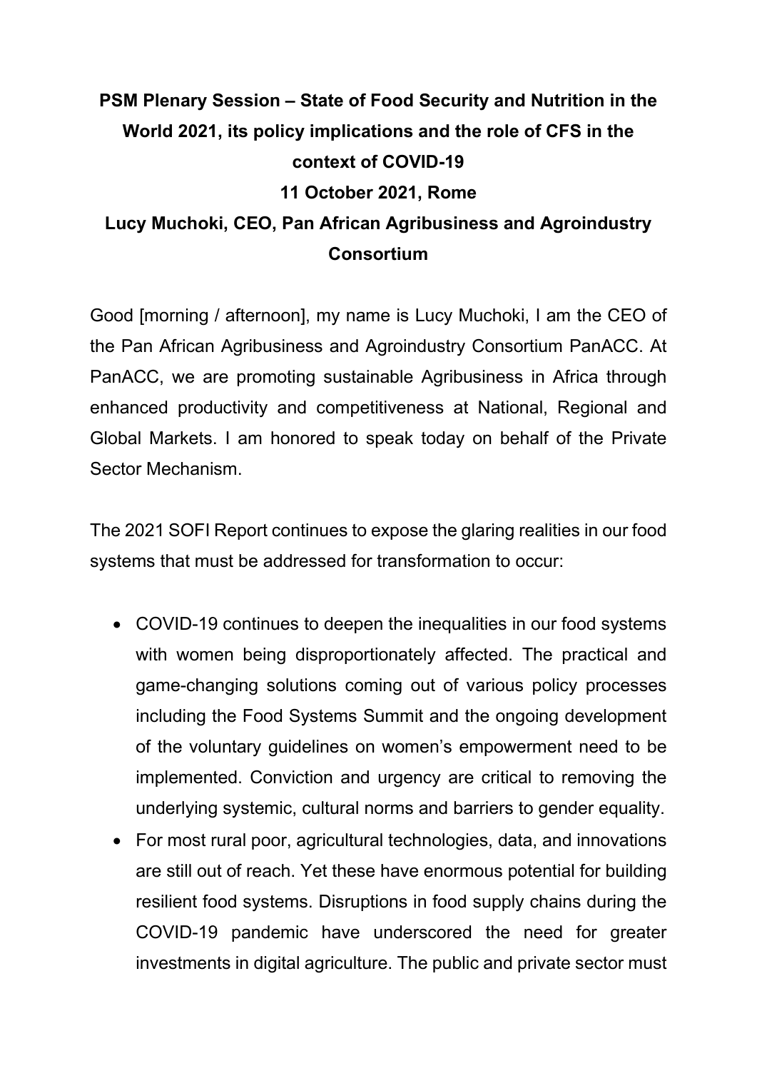# PSM Plenary Session – State of Food Security and Nutrition in the World 2021, its policy implications and the role of CFS in the context of COVID-19

## 11 October 2021, Rome

## Lucy Muchoki, CEO, Pan African Agribusiness and Agroindustry Consortium

Good [morning / afternoon], my name is Lucy Muchoki, I am the CEO of the Pan African Agribusiness and Agroindustry Consortium PanACC. At PanACC, we are promoting sustainable Agribusiness in Africa through enhanced productivity and competitiveness at National, Regional and Global Markets. I am honored to speak today on behalf of the Private Sector Mechanism.

The 2021 SOFI Report continues to expose the glaring realities in our food systems that must be addressed for transformation to occur:

- COVID-19 continues to deepen the inequalities in our food systems with women being disproportionately affected. The practical and game-changing solutions coming out of various policy processes including the Food Systems Summit and the ongoing development of the voluntary guidelines on women's empowerment need to be implemented. Conviction and urgency are critical to removing the underlying systemic, cultural norms and barriers to gender equality.
- For most rural poor, agricultural technologies, data, and innovations are still out of reach. Yet these have enormous potential for building resilient food systems. Disruptions in food supply chains during the COVID-19 pandemic have underscored the need for greater investments in digital agriculture. The public and private sector must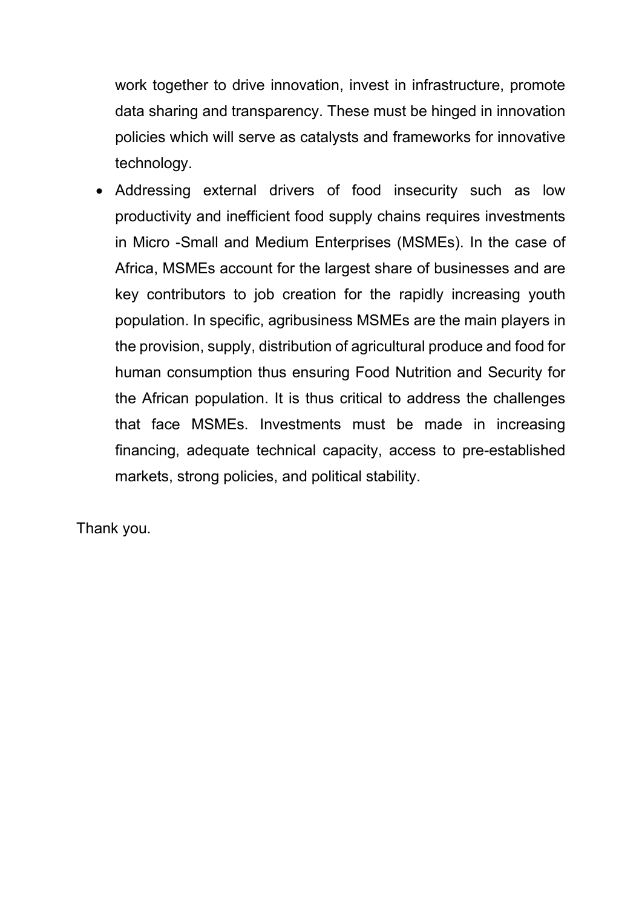work together to drive innovation, invest in infrastructure, promote data sharing and transparency. These must be hinged in innovation policies which will serve as catalysts and frameworks for innovative technology.

- Addressing external drivers of food insecurity such as low productivity and inefficient food supply chains requires investments in Micro -Small and Medium Enterprises (MSMEs). In the case of Africa, MSMEs account for the largest share of businesses and are key contributors to job creation for the rapidly increasing youth population. In specific, agribusiness MSMEs are the main players in the provision, supply, distribution of agricultural produce and food for human consumption thus ensuring Food Nutrition and Security for the African population. It is thus critical to address the challenges that face MSMEs. Investments must be made in increasing financing, adequate technical capacity, access to pre-established markets, strong policies, and political stability.

Thank you.